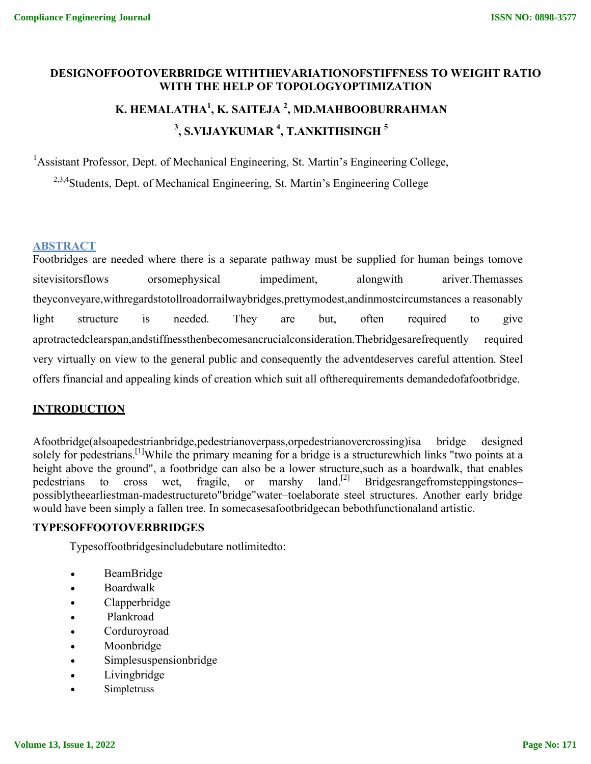# DESIGNOFFOOTOVERBRIDGE WITHTHEVARIATIONOFSTIFFNESS TO WEIGHT RATIO WITH THE HELP OF TOPOLOGYOPTIMIZATION

**K. HEMALATHA[1], K. SAITEJA [2], MD.MAHBOOBURRAHMAN [3], S.VIJAYKUMAR [4], T.ANKITHSINGH [5]**

[1]Assistant Professor, Dept. of Mechanical Engineering, St. Martin's Engineering College,

[2,3,4]Students, Dept. of Mechanical Engineering, St. Martin's Engineering College

## ABSTRACT

Footbridges are needed where there is a separate pathway must be supplied for human beings tomove sitevisitorsflows orsomephysical impediment, alongwith ariver.Themasses theyconveyare,withregardstotollroadorrailwaybridges,prettymodest,andinmostcircumstances a reasonably light structure is needed. They are but, often required to give aprotractedclearspan,andstiffnessthenbecomesancrucialconsideration.Thebridgesarefrequently required very virtually on view to the general public and consequently the adventdeserves careful attention. Steel offers financial and appealing kinds of creation which suit all oftherequirements demandedofafootbridge.

## INTRODUCTION

Afootbridge(alsoapedestrianbridge,pedestrianoverpass,orpedestrianovercrossing)isa bridge designed solely for pedestrians.[1]While the primary meaning for a bridge is a structurewhich links "two points at a height above the ground", a footbridge can also be a lower structure,such as a boardwalk, that enables pedestrians to cross wet, fragile, or marshy land.[2] Bridgesrangefromsteppingstones–possiblytheearliestman-madestructureto"bridge"water–toelaborate steel structures. Another early bridge would have been simply a fallen tree. In somecasesafootbridgecan bebothfunctionaland artistic.

### TYPESOFFOOTOVERBRIDGES

Typesoffootbridgesincludebutare notlimitedto:

- BeamBridge
- Boardwalk
- Clapperbridge
- Plankroad
- Corduroyroad
- Moonbridge
- Simplesuspensionbridge
- Livingbridge
- Simpletruss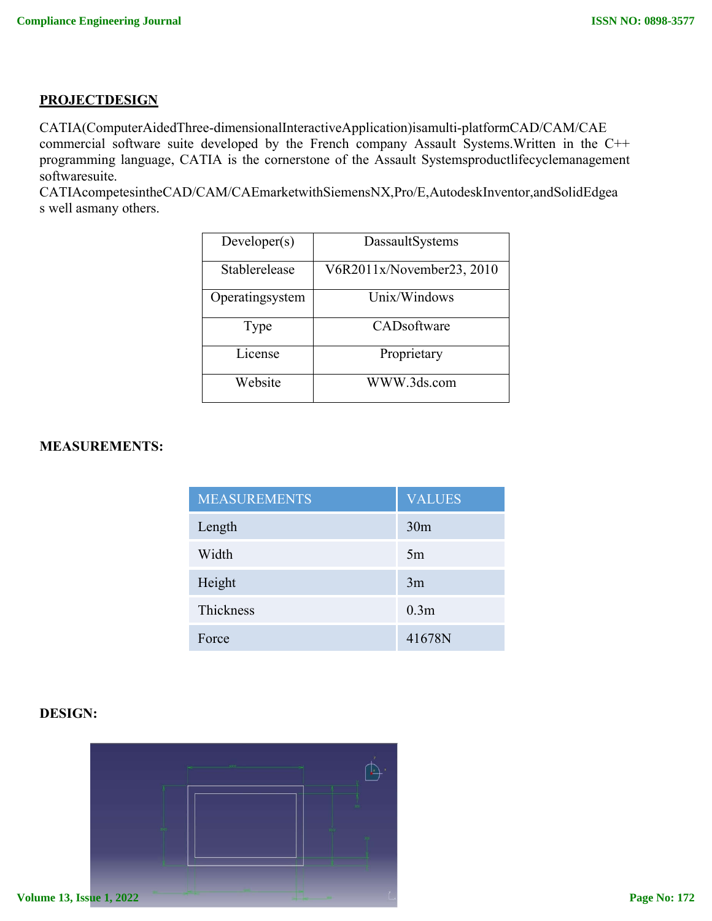**PROJECTDESIGN**

CATIA(ComputerAidedThree-dimensionalInteractiveApplication)isamulti-platformCAD/CAM/CAE commercial software suite developed by the French company Assault Systems.Written in the C++ programming language, CATIA is the cornerstone of the Assault Systemsproductlifecyclemanagement softwaresuite.
CATIAcompetesintheCAD/CAM/CAEmarketwithSiemensNX,Pro/E,AutodeskInventor,andSolidEdgea s well asmany others.

| Developer(s) | DassaultSystems |
|---|---|
| Stablerelease | V6R2011x/November23, 2010 |
| Operatingsystem | Unix/Windows |
| Type | CADsoftware |
| License | Proprietary |
| Website | WWW.3ds.com |

**MEASUREMENTS:**

| MEASUREMENTS | VALUES |
|---|---|
| Length | 30m |
| Width | 5m |
| Height | 3m |
| Thickness | 0.3m |
| Force | 41678N |

**DESIGN:**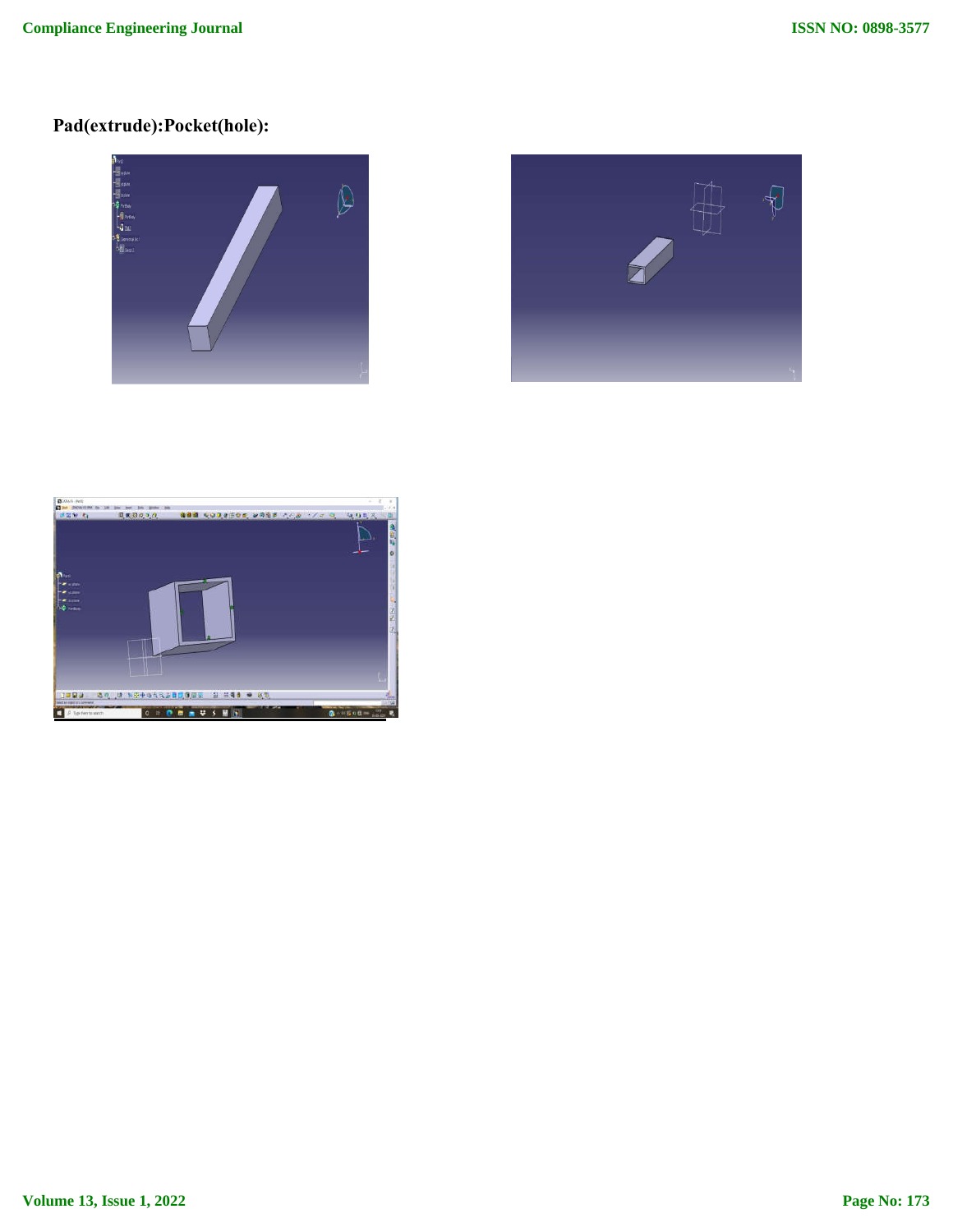**Pad(extrude):Pocket(hole):**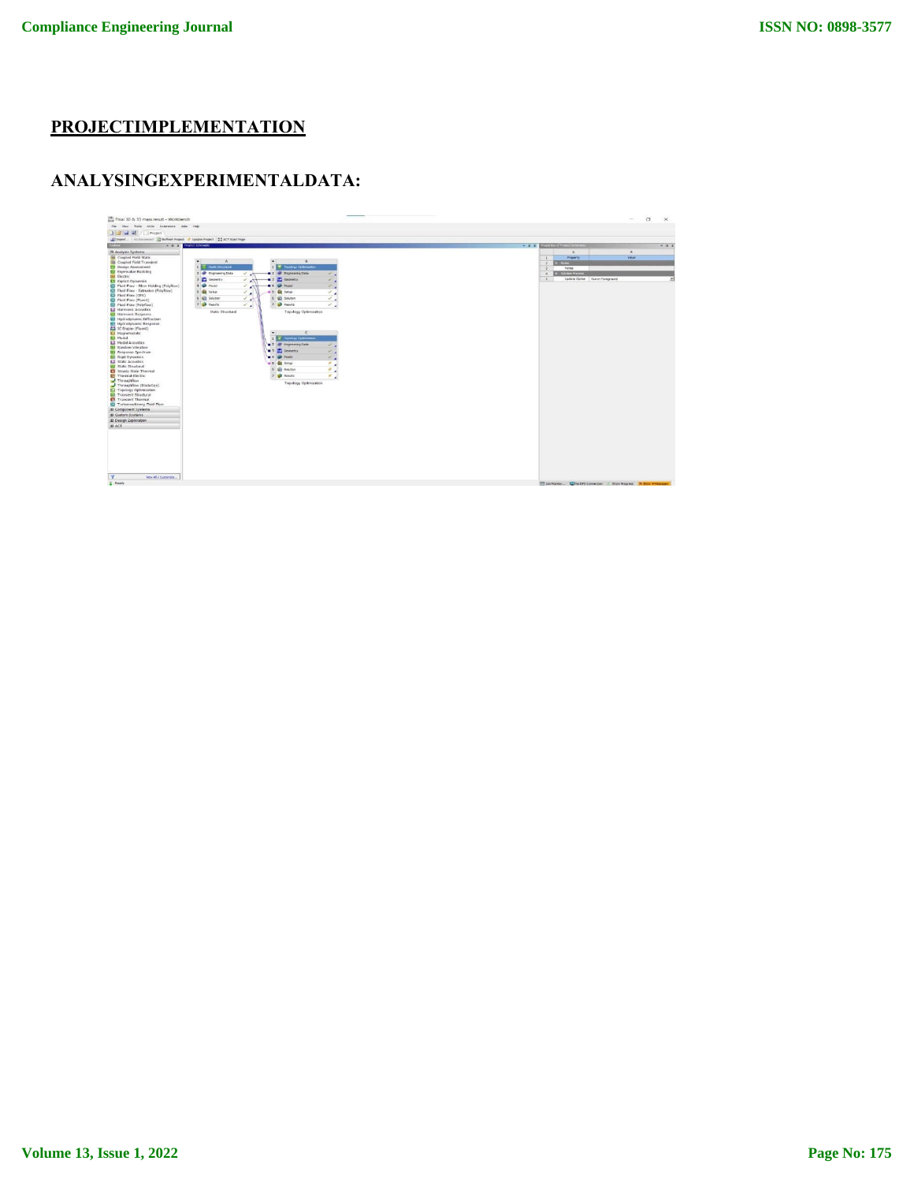## PROJECTIMPLEMENTATION

## ANALYSINGEXPERIMENTALDATA: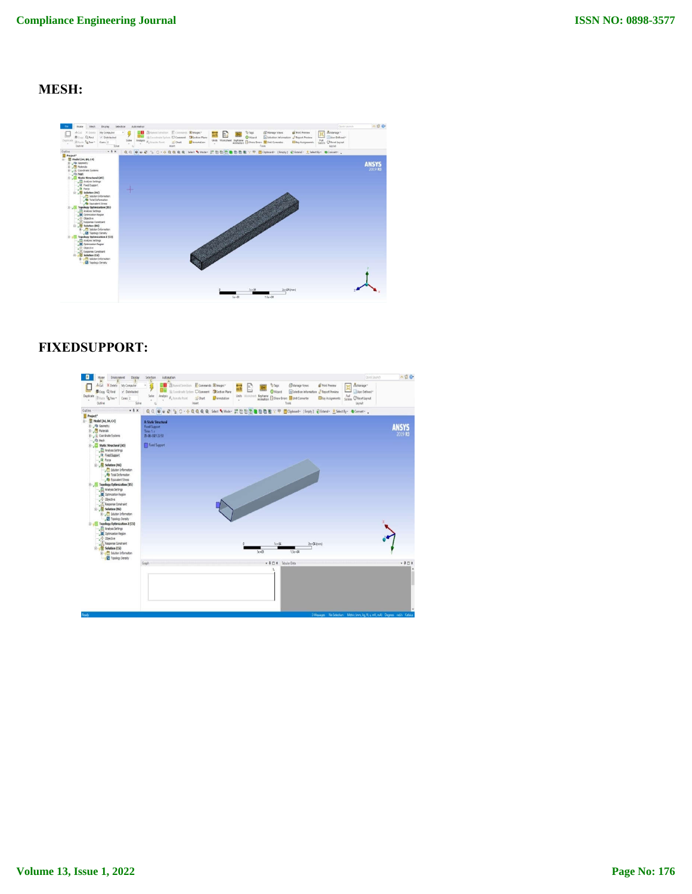**MESH:**

**FIXEDSUPPORT:**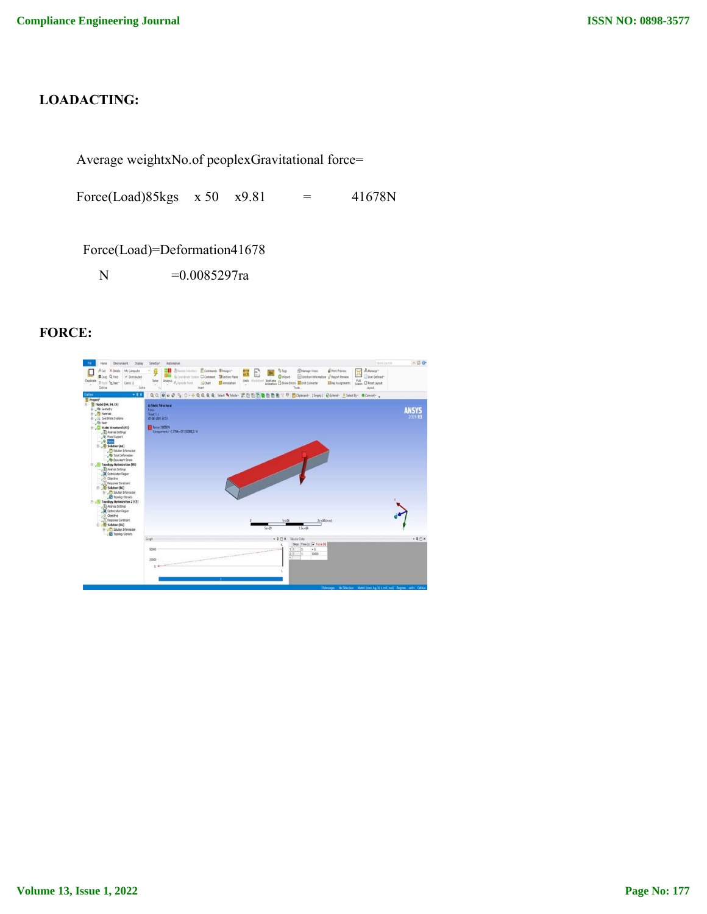**LOADACTING:**

Average weightxNo.of peoplexGravitational force=

Force(Load)85kgs x 50 x9.81 = 41678N

Force(Load)=Deformation41678

N =0.0085297ra

**FORCE:**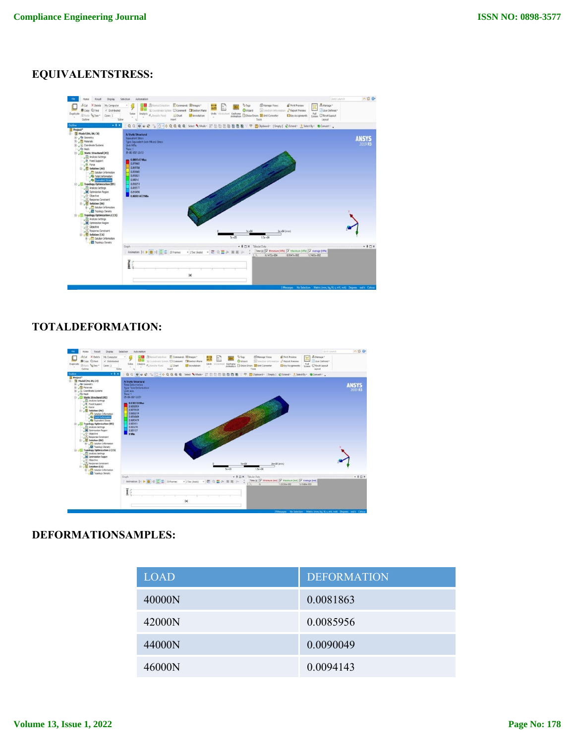## EQUIVALENTSTRESS:

## TOTALDEFORMATION:

## DEFORMATIONSAMPLES:

| LOAD | DEFORMATION |
|---|---|
| 40000N | 0.0081863 |
| 42000N | 0.0085956 |
| 44000N | 0.0090049 |
| 46000N | 0.0094143 |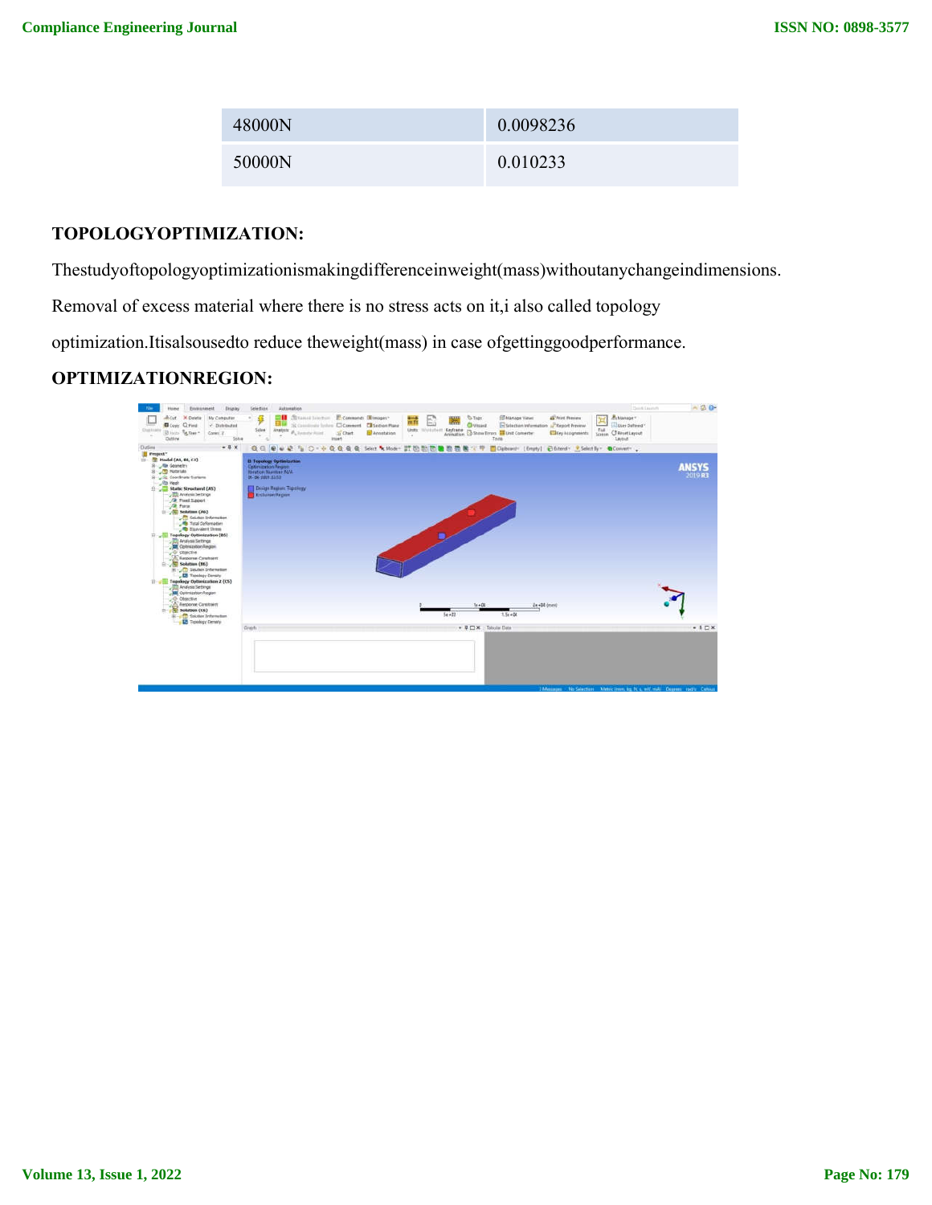| 48000N | 0.0098236 |
| --- | --- |
| 50000N | 0.010233 |

**TOPOLOGYOPTIMIZATION:**

Thestudyoftopologyoptimizationismakingdifferenceinweight(mass)withoutanychangeindimensions. Removal of excess material where there is no stress acts on it,i also called topology optimization.Itisalsousedto reduce theweight(mass) in case ofgettinggoodperformance.

**OPTIMIZATIONREGION:**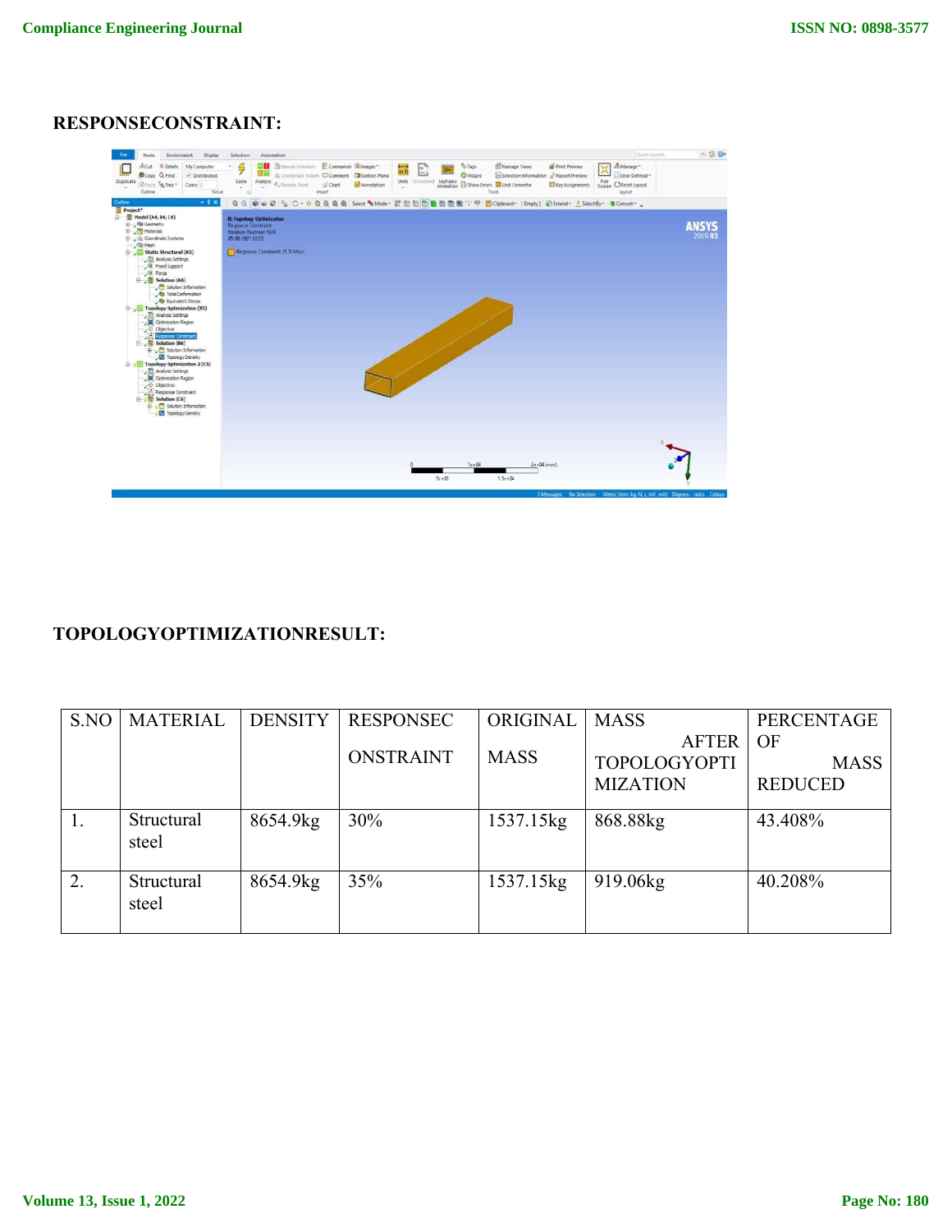**RESPONSECONSTRAINT:**

**TOPOLOGYOPTIMIZATIONRESULT:**

| S.NO | MATERIAL | DENSITY | RESPONSECONSTRAINT | ORIGINAL MASS | MASS AFTER TOPOLOGYOPTIMIZATION | PERCENTAGE OF MASS REDUCED |
|---|---|---|---|---|---|---|
| 1. | Structural steel | 8654.9kg | 30% | 1537.15kg | 868.88kg | 43.408% |
| 2. | Structural steel | 8654.9kg | 35% | 1537.15kg | 919.06kg | 40.208% |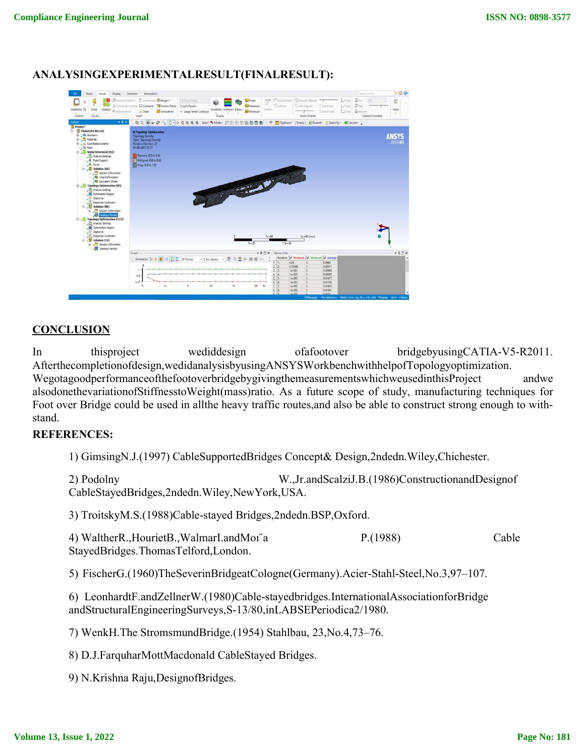## ANALYSINGEXPERIMENTALRESULT(FINALRESULT):

## CONCLUSION

In thisproject wediddesign ofafootover bridgebyusingCATIA-V5-R2011. Afterthecompletionofdesign,wedidanalysisbyusingANSYSWorkbenchwithhelpofTopologyoptimization. WegotagoodperformanceofthefootoverbridgebygivingthemeasurementswhichweusedinthisProject andwe alsodonethevariationofStiffnesstoWeight(mass)ratio. As a future scope of study, manufacturing techniques for Foot over Bridge could be used in allthe heavy traffic routes,and also be able to construct strong enough to with-stand.

## REFERENCES:

1) GimsingN.J.(1997) CableSupportedBridges Concept& Design,2ndedn.Wiley,Chichester.

2) Podolny W.,Jr.andScalziJ.B.(1986)ConstructionandDesignof CableStayedBridges,2ndedn.Wiley,NewYork,USA.

3) TroitskyM.S.(1988)Cable-stayed Bridges,2ndedn.BSP,Oxford.

4) WaltherR.,HourietB.,WalmarI.andMoi¨a P.(1988) Cable StayedBridges.ThomasTelford,London.

5) FischerG.(1960)TheSeverinBridgeatCologne(Germany).Acier-Stahl-Steel,No.3,97–107.

6) LeonhardtF.andZellnerW.(1980)Cable-stayedbridges.InternationalAssociationforBridge andStructuralEngineeringSurveys,S-13/80,inLABSEPeriodica2/1980.

7) WenkH.The StromsmundBridge.(1954) Stahlbau, 23,No.4,73–76.

8) D.J.FarquharMottMacdonald CableStayed Bridges.

9) N.Krishna Raju,DesignofBridges.